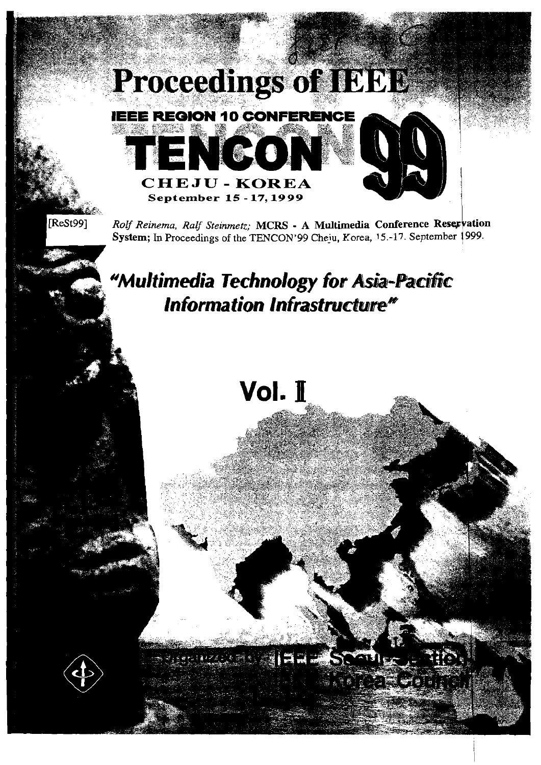# Proceedings of IEEE

## IEEE REGION 10 CONFERENCE

# TENCON 99

**CHEJU - KOREA**

**September 15 - 17, 1999**

[ReSt99] *Rolf Reinema, Ralf Steinmetz;* **MCRS - A Multimedia Conference Reservation System;** In Proceedings of the TENCON'99 Cheju, Korea, 15.-17. September 1999.

## *"Multimedia Technology for Asia-Pacific Information Infrastructure"*

# Vol. II

Organized by IEEE Seoul Section, Korea Council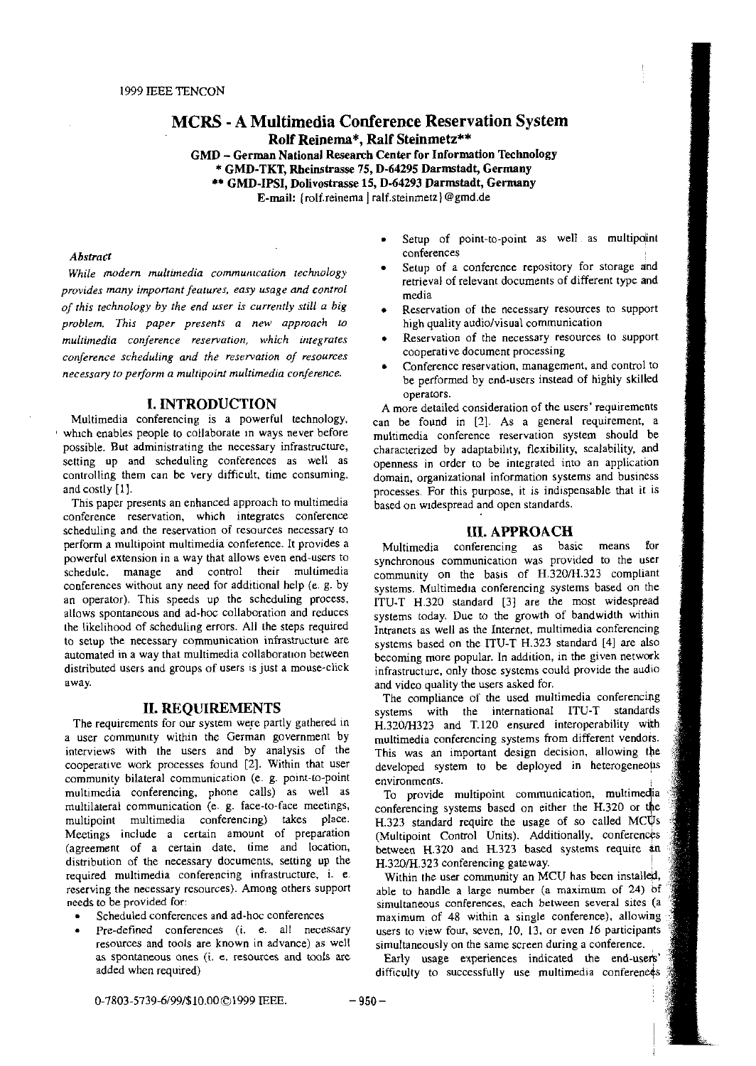# MCRS - A Multimedia Conference Reservation System

**Rolf Reinema\*, Ralf Steinmetz\*\***

**GMD – German National Research Center for Information Technology**
**\* GMD-TKT, Rheinstrasse 75, D-64295 Darmstadt, Germany**
**\*\* GMD-IPSI, Dolivostrasse 15, D-64293 Darmstadt, Germany**
**E-mail:** {rolf.reinema | ralf.steinmetz}@gmd.de

### *Abstract*

*While modern multimedia communication technology provides many important features, easy usage and control of this technology by the end user is currently still a big problem. This paper presents a new approach to multimedia conference reservation, which integrates conference scheduling and the reservation of resources necessary to perform a multipoint multimedia conference.*

## I. INTRODUCTION

Multimedia conferencing is a powerful technology, which enables people to collaborate in ways never before possible. But administrating the necessary infrastructure, setting up and scheduling conferences as well as controlling them can be very difficult, time consuming, and costly [1].

This paper presents an enhanced approach to multimedia conference reservation, which integrates conference scheduling and the reservation of resources necessary to perform a multipoint multimedia conference. It provides a powerful extension in a way that allows even end-users to schedule, manage and control their multimedia conferences without any need for additional help (e. g. by an operator). This speeds up the scheduling process, allows spontaneous and ad-hoc collaboration and reduces the likelihood of scheduling errors. All the steps required to setup the necessary communication infrastructure are automated in a way that multimedia collaboration between distributed users and groups of users is just a mouse-click away.

## II. REQUIREMENTS

The requirements for our system were partly gathered in a user community within the German government by interviews with the users and by analysis of the cooperative work processes found [2]. Within that user community bilateral communication (e. g. point-to-point multimedia conferencing, phone calls) as well as multilateral communication (e. g. face-to-face meetings, multipoint multimedia conferencing) takes place. Meetings include a certain amount of preparation (agreement of a certain date, time and location, distribution of the necessary documents, setting up the required multimedia conferencing infrastructure, i. e. reserving the necessary resources). Among others support needs to be provided for:

- Scheduled conferences and ad-hoc conferences
- Pre-defined conferences (i. e. all necessary resources and tools are known in advance) as well as spontaneous ones (i. e. resources and tools are added when required)
- Setup of point-to-point as well as multipoint conferences
- Setup of a conference repository for storage and retrieval of relevant documents of different type and media
- Reservation of the necessary resources to support high quality audio/visual communication
- Reservation of the necessary resources to support cooperative document processing
- Conference reservation, management, and control to be performed by end-users instead of highly skilled operators.

A more detailed consideration of the users' requirements can be found in [2]. As a general requirement, a multimedia conference reservation system should be characterized by adaptability, flexibility, scalability, and openness in order to be integrated into an application domain, organizational information systems and business processes. For this purpose, it is indispensable that it is based on widespread and open standards.

## III. APPROACH

Multimedia conferencing as basic means for synchronous communication was provided to the user community on the basis of H.320/H.323 compliant systems. Multimedia conferencing systems based on the ITU-T H.320 standard [3] are the most widespread systems today. Due to the growth of bandwidth within Intranets as well as the Internet, multimedia conferencing systems based on the ITU-T H.323 standard [4] are also becoming more popular. In addition, in the given network infrastructure, only those systems could provide the audio and video quality the users asked for.

The compliance of the used multimedia conferencing systems with the international ITU-T standards H.320/H323 and T.120 ensured interoperability with multimedia conferencing systems from different vendors. This was an important design decision, allowing the developed system to be deployed in heterogeneous environments.

To provide multipoint communication, multimedia conferencing systems based on either the H.320 or the H.323 standard require the usage of so called MCUs (Multipoint Control Units). Additionally, conferences between H.320 and H.323 based systems require an H.320/H.323 conferencing gateway.

Within the user community an MCU has been installed, able to handle a large number (a maximum of 24) of simultaneous conferences, each between several sites (a maximum of 48 within a single conference), allowing users to view four, seven, 10, 13, or even 16 participants simultaneously on the same screen during a conference.

Early usage experiences indicated the end-users' difficulty to successfully use multimedia conferences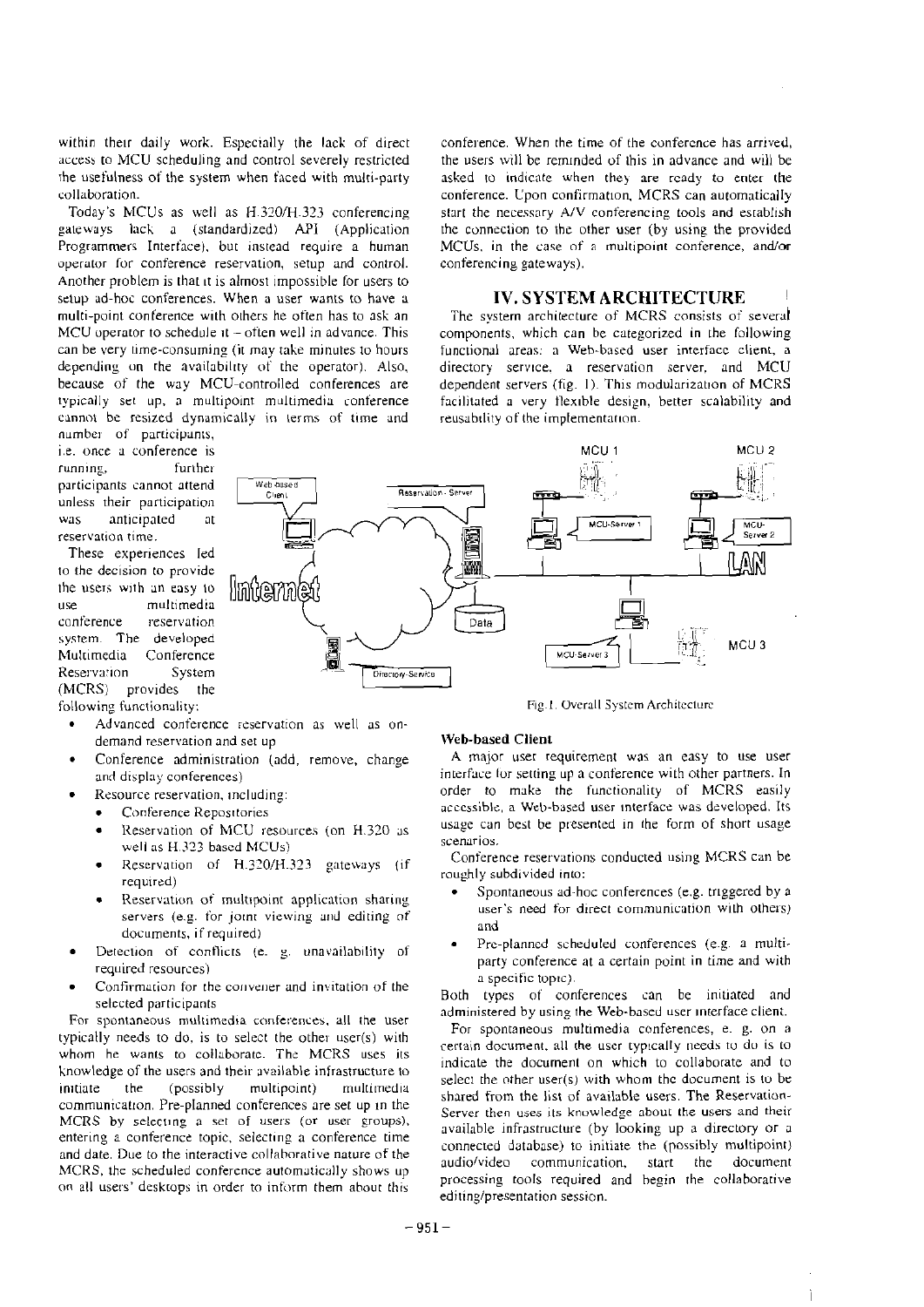within their daily work. Especially the lack of direct access to MCU scheduling and control severely restricted the usefulness of the system when faced with multi-party collaboration.

Today's MCUs as well as H.320/H.323 conferencing gateways lack a (standardized) API (Application Programmers Interface), but instead require a human operator for conference reservation, setup and control. Another problem is that it is almost impossible for users to setup ad-hoc conferences. When a user wants to have a multi-point conference with others he often has to ask an MCU operator to schedule it – often well in advance. This can be very time-consuming (it may take minutes to hours depending on the availability of the operator). Also, because of the way MCU-controlled conferences are typically set up, a multipoint multimedia conference cannot be resized dynamically in terms of time and number of participants, i.e. once a conference is running, further participants cannot attend unless their participation was anticipated at reservation time.

These experiences led to the decision to provide the users with an easy to use multimedia conference reservation system. The developed Multimedia Conference Reservation System (MCRS) provides the following functionality:

- Advanced conference reservation as well as on-demand reservation and set up
- Conference administration (add, remove, change and display conferences)
- Resource reservation, including:
  - Conference Repositories
  - Reservation of MCU resources (on H.320 as well as H.323 based MCUs)
  - Reservation of H.320/H.323 gateways (if required)
  - Reservation of multipoint application sharing servers (e.g. for joint viewing and editing of documents, if required)
- Detection of conflicts (e. g. unavailability of required resources)
- Confirmation for the convener and invitation of the selected participants

For spontaneous multimedia conferences, all the user typically needs to do, is to select the other user(s) with whom he wants to collaborate. The MCRS uses its knowledge of the users and their available infrastructure to initiate the (possibly multipoint) multimedia communication. Pre-planned conferences are set up in the MCRS by selecting a set of users (or user groups), entering a conference topic, selecting a conference time and date. Due to the interactive collaborative nature of the MCRS, the scheduled conference automatically shows up on all users' desktops in order to inform them about this conference. When the time of the conference has arrived, the users will be reminded of this in advance and will be asked to indicate when they are ready to enter the conference. Upon confirmation, MCRS can automatically start the necessary A/V conferencing tools and establish the connection to the other user (by using the provided MCUs, in the case of a multipoint conference, and/or conferencing gateways).

## IV. SYSTEM ARCHITECTURE

The system architecture of MCRS consists of several components, which can be categorized in the following functional areas: a Web-based user interface client, a directory service, a reservation server, and MCU dependent servers (fig. 1). This modularization of MCRS facilitated a very flexible design, better scalability and reusability of the implementation.

Fig. 1. Overall System Architecture

### Web-based Client

A major user requirement was an easy to use user interface for setting up a conference with other partners. In order to make the functionality of MCRS easily accessible, a Web-based user interface was developed. Its usage can best be presented in the form of short usage scenarios.

Conference reservations conducted using MCRS can be roughly subdivided into:

- Spontaneous ad-hoc conferences (e.g. triggered by a user's need for direct communication with others) and
- Pre-planned scheduled conferences (e.g. a multi-party conference at a certain point in time and with a specific topic).

Both types of conferences can be initiated and administered by using the Web-based user interface client.

For spontaneous multimedia conferences, e. g. on a certain document, all the user typically needs to do is to indicate the document on which to collaborate and to select the other user(s) with whom the document is to be shared from the list of available users. The Reservation-Server then uses its knowledge about the users and their available infrastructure (by looking up a directory or a connected database) to initiate the (possibly multipoint) audio/video communication, start the document processing tools required and begin the collaborative editing/presentation session.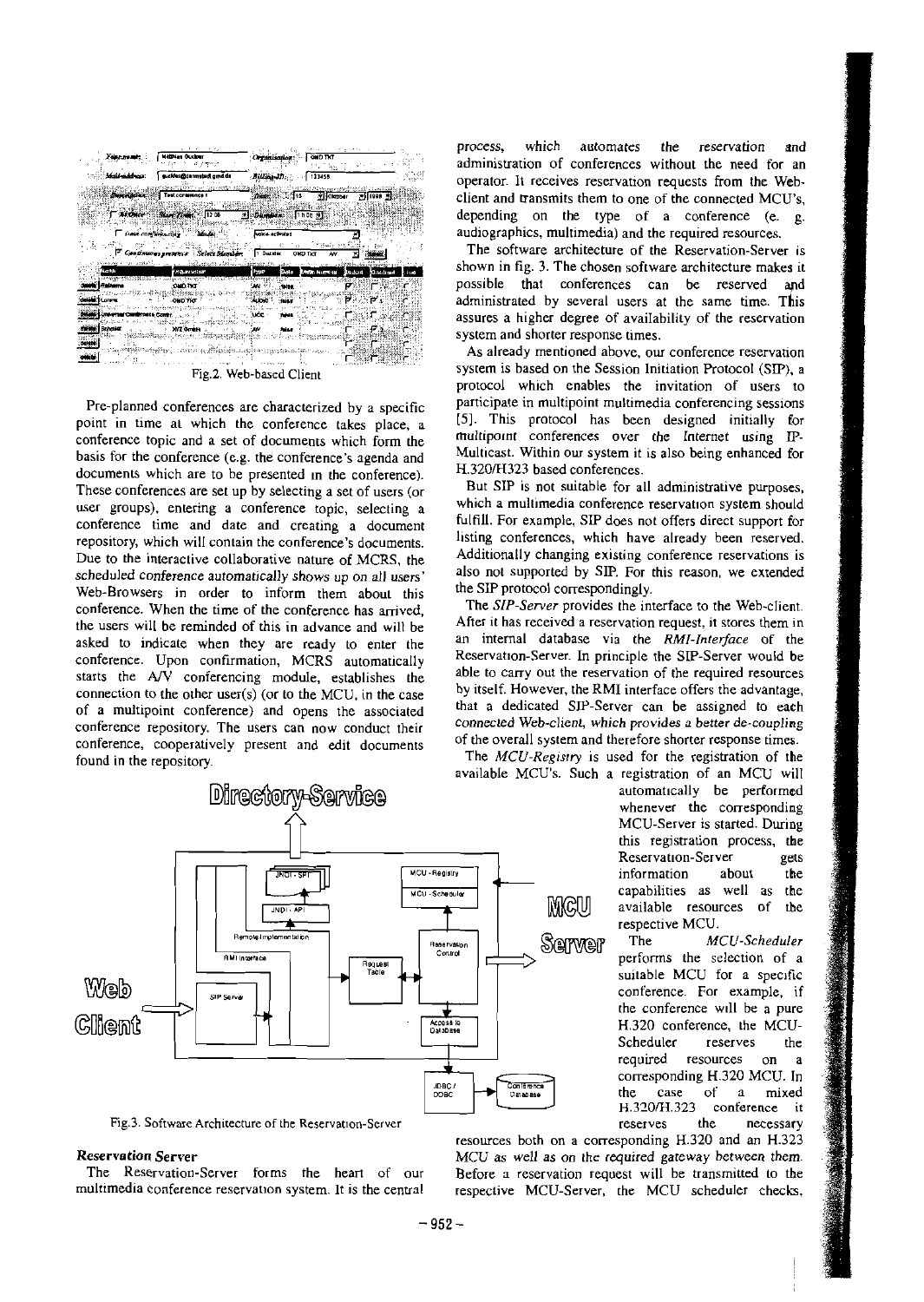Fig.2. Web-based Client

Pre-planned conferences are characterized by a specific point in time at which the conference takes place, a conference topic and a set of documents which form the basis for the conference (e.g. the conference's agenda and documents which are to be presented in the conference). These conferences are set up by selecting a set of users (or user groups), entering a conference topic, selecting a conference time and date and creating a document repository, which will contain the conference's documents. Due to the interactive collaborative nature of MCRS, the *scheduled conference automatically shows up on all users' Web-Browsers* in order to inform them about this conference. When the time of the conference has arrived, the users will be reminded of this in advance and will be asked to indicate when they are ready to enter the conference. Upon confirmation, MCRS automatically starts the A/V conferencing module, establishes the connection to the other user(s) (or to the MCU, in the case of a multipoint conference) and opens the associated conference repository. The users can now conduct their conference, cooperatively present and edit documents found in the repository.

Fig.3. Software Architecture of the Reservation-Server

### Reservation Server

The Reservation-Server forms the heart of our multimedia conference reservation system. It is the central process, which automates the reservation and administration of conferences without the need for an operator. It receives reservation requests from the Web-client and transmits them to one of the connected MCU's, depending on the type of a conference (e. g. audiographics, multimedia) and the required resources.

The software architecture of the Reservation-Server is shown in fig. 3. The chosen software architecture makes it possible that conferences can be reserved and administrated by several users at the same time. This assures a higher degree of availability of the reservation system and shorter response times.

As already mentioned above, our conference reservation system is based on the Session Initiation Protocol (SIP), a protocol which enables the invitation of users to participate in multipoint multimedia conferencing sessions [5]. This protocol has been designed initially for multipoint conferences over the Internet using IP-Multicast. Within our system it is also being enhanced for H.320/H323 based conferences.

But SIP is not suitable for all administrative purposes, which a multimedia conference reservation system should fulfill. For example, SIP does not offers direct support for listing conferences, which have already been reserved. Additionally changing existing conference reservations is also not supported by SIP. For this reason, we extended the SIP protocol correspondingly.

The *SIP-Server* provides the interface to the Web-client. After it has received a reservation request, it stores them in an internal database via the *RMI-Interface* of the Reservation-Server. In principle the SIP-Server would be able to carry out the reservation of the required resources by itself. However, the RMI interface offers the advantage, that a dedicated SIP-Server can be assigned to each connected Web-client, which provides a better de-coupling of the overall system and therefore shorter response times.

The *MCU-Registry* is used for the registration of the available MCU's. Such a registration of an MCU will automatically be performed whenever the corresponding MCU-Server is started. During this registration process, the Reservation-Server gets information about the capabilities as well as the available resources of the respective MCU.

The *MCU-Scheduler* performs the selection of a suitable MCU for a specific conference. For example, if the conference will be a pure H.320 conference, the MCU-Scheduler reserves the required resources on a corresponding H.320 MCU. In the case of a mixed H.320/H.323 conference it reserves the necessary resources both on a corresponding H.320 and an H.323 MCU as well as on the required gateway between them. Before a reservation request will be transmitted to the respective MCU-Server, the MCU scheduler checks,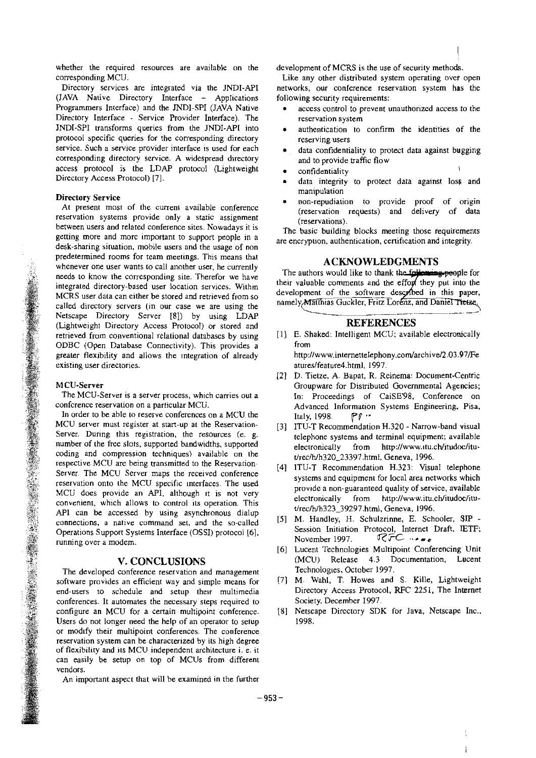whether the required resources are available on the corresponding MCU.

Directory services are integrated via the JNDI-API (JAVA Native Directory Interface – Applications Programmers Interface) and the JNDI-SPI (JAVA Native Directory Interface - Service Provider Interface). The JNDI-SPI transforms queries from the JNDI-API into protocol specific queries for the corresponding directory service. Such a service provider interface is used for each corresponding directory service. A widespread directory access protocol is the LDAP protocol (Lightweight Directory Access Protocol) [7].

#### Directory Service

At present most of the current available conference reservation systems provide only a static assignment between users and related conference sites. Nowadays it is getting more and more important to support people in a desk-sharing situation, mobile users and the usage of non predetermined rooms for team meetings. This means that whenever one user wants to call another user, he currently needs to know the corresponding site. Therefor we have integrated directory-based user location services. Within MCRS user data can either be stored and retrieved from so called directory servers (in our case we are using the Netscape Directory Server [8]) by using LDAP (Lightweight Directory Access Protocol) or stored and retrieved from conventional relational databases by using ODBC (Open Database Connectivity). This provides a greater flexibility and allows the integration of already existing user directories.

#### MCU-Server

The MCU-Server is a server process, which carries out a conference reservation on a particular MCU.

In order to be able to reserve conferences on a MCU the MCU server must register at start-up at the Reservation-Server. During this registration, the resources (e. g. number of the free slots, supported bandwidths, supported coding and compression techniques) available on the respective MCU are being transmitted to the Reservation-Server. The MCU Server maps the received conference reservation onto the MCU specific interfaces. The used MCU does provide an API, although it is not very convenient, which allows to control its operation. This API can be accessed by using asynchronous dialup connections, a native command set, and the so-called Operations Support Systems Interface (OSSI) protocol [6], running over a modem.

## V. CONCLUSIONS

The developed conference reservation and management software provides an efficient way and simple means for end-users to schedule and setup their multimedia conferences. It automates the necessary steps required to configure an MCU for a certain multipoint conference. Users do not longer need the help of an operator to setup or modify their multipoint conferences. The conference reservation system can be characterized by its high degree of flexibility and its MCU independent architecture i. e. it can easily be setup on top of MCUs from different vendors.

An important aspect that will be examined in the further development of MCRS is the use of security methods.

Like any other distributed system operating over open networks, our conference reservation system has the following security requirements:

- access control to prevent unauthorized access to the reservation system
- authentication to confirm the identities of the reserving users
- data confidentiality to protect data against bugging and to provide traffic flow
- confidentiality
- data integrity to protect data against loss and manipulation
- non-repudiation to provide proof of origin (reservation requests) and delivery of data (reservations).

The basic building blocks meeting those requirements are encryption, authentication, certification and integrity.

## ACKNOWLEDGMENTS

The authors would like to thank the following people for their valuable comments and the effort they put into the development of the software described in this paper, namely Matthias Guckler, Fritz Lorenz, and Daniel Tietze.

## REFERENCES

[1] E. Shaked: Intelligent MCU; available electronically from http://www.internettelephony.com/archive/2.03.97/Features/feature4.html, 1997.

[2] D. Tietze, A. Bapat, R. Reinema: Document-Centric Groupware for Distributed Governmental Agencies; In: Proceedings of CaiSE'98, Conference on Advanced Information Systems Engineering, Pisa, Italy, 1998.

[3] ITU-T Recommendation H.320 - Narrow-band visual telephone systems and terminal equipment; available electronically from http://www.itu.ch/itudoc/itu-t/rec/h/h320_23397.html, Geneva, 1996.

[4] ITU-T Recommendation H.323: Visual telephone systems and equipment for local area networks which provide a non-guaranteed quality of service, available electronically from http://www.itu.ch/itudoc/itu-t/rec/h/h323_39297.html, Geneva, 1996.

[5] M. Handley, H. Schulzrinne, E. Schooler, SIP - Session Initiation Protocol, Internet Draft, IETF; November 1997.

[6] Lucent Technologies Multipoint Conferencing Unit (MCU) Release 4.3 Documentation, Lucent Technologies, October 1997.

[7] M. Wahl, T. Howes and S. Kille, Lightweight Directory Access Protocol, RFC 2251, The Internet Society, December 1997.

[8] Netscape Directory SDK for Java, Netscape Inc., 1998.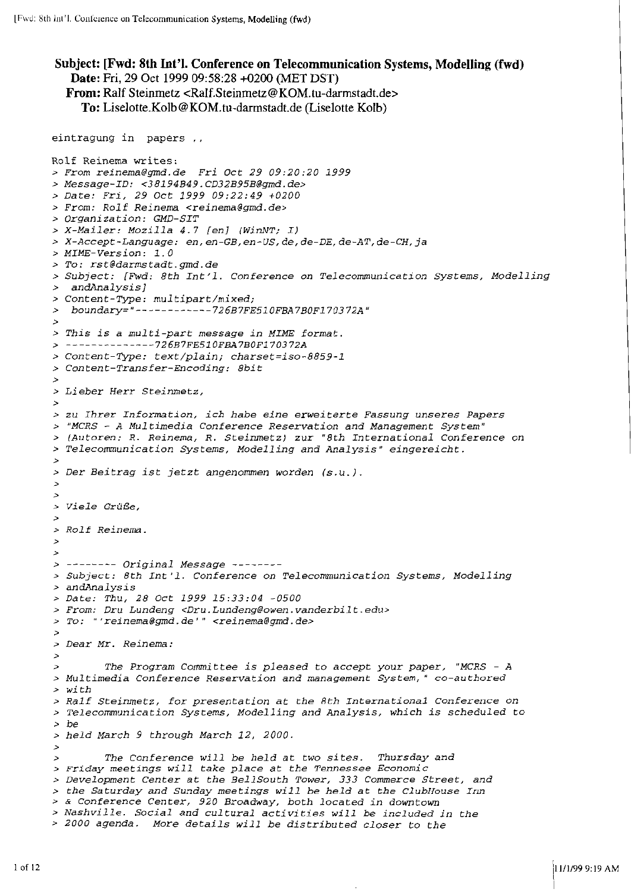**Subject: [Fwd: 8th Int'l. Conference on Telecommunication Systems, Modelling (fwd)**
**Date:** Fri, 29 Oct 1999 09:58:28 +0200 (MET DST)
**From:** Ralf Steinmetz <Ralf.Steinmetz@KOM.tu-darmstadt.de>
**To:** Liselotte.Kolb@KOM.tu-darmstadt.de (Liselotte Kolb)

```
eintragung in  papers ,,

Rolf Reinema writes:
> From reinema@gmd.de  Fri Oct 29 09:20:20 1999
> Message-ID: <38194B49.CD32B95B@gmd.de>
> Date: Fri, 29 Oct 1999 09:22:49 +0200
> From: Rolf Reinema <reinema@gmd.de>
> Organization: GMD-SIT
> X-Mailer: Mozilla 4.7 [en] (WinNT; I)
> X-Accept-Language: en,en-GB,en-US,de,de-DE,de-AT,de-CH,ja
> MIME-Version: 1.0
> To: rst@darmstadt.gmd.de
> Subject: [Fwd: 8th Int'l. Conference on Telecommunication Systems, Modelling
>  andAnalysis]
> Content-Type: multipart/mixed;
>  boundary="------------726B7FE510FBA7B0F170372A"
>
> This is a multi-part message in MIME format.
> --------------726B7FE510FBA7B0F170372A
> Content-Type: text/plain; charset=iso-8859-1
> Content-Transfer-Encoding: 8bit
>
> Lieber Herr Steinmetz,
>
> zu Ihrer Information, ich habe eine erweiterte Fassung unseres Papers
> "MCRS - A Multimedia Conference Reservation and Management System"
> (Autoren: R. Reinema, R. Steinmetz) zur "8th International Conference on
> Telecommunication Systems, Modelling and Analysis" eingereicht.
>
> Der Beitrag ist jetzt angenommen worden (s.u.).
>
>
> Viele Grüße,
>
> Rolf Reinema.
>
>
> -------- Original Message --------
> Subject: 8th Int'l. Conference on Telecommunication Systems, Modelling
> andAnalysis
> Date: Thu, 28 Oct 1999 15:33:04 -0500
> From: Dru Lundeng <Dru.Lundeng@owen.vanderbilt.edu>
> To: "'reinema@gmd.de'" <reinema@gmd.de>
>
> Dear Mr. Reinema:
>
>       The Program Committee is pleased to accept your paper, "MCRS - A
> Multimedia Conference Reservation and management System," co-authored
> with
> Ralf Steinmetz, for presentation at the 8th International Conference on
> Telecommunication Systems, Modelling and Analysis, which is scheduled to
> be
> held March 9 through March 12, 2000.
>
>       The Conference will be held at two sites.  Thursday and
> Friday meetings will take place at the Tennessee Economic
> Development Center at the BellSouth Tower, 333 Commerce Street, and
> the Saturday and Sunday meetings will be held at the ClubHouse Inn
> & Conference Center, 920 Broadway, both located in downtown
> Nashville. Social and cultural activities will be included in the
> 2000 agenda.  More details will be distributed closer to the
```